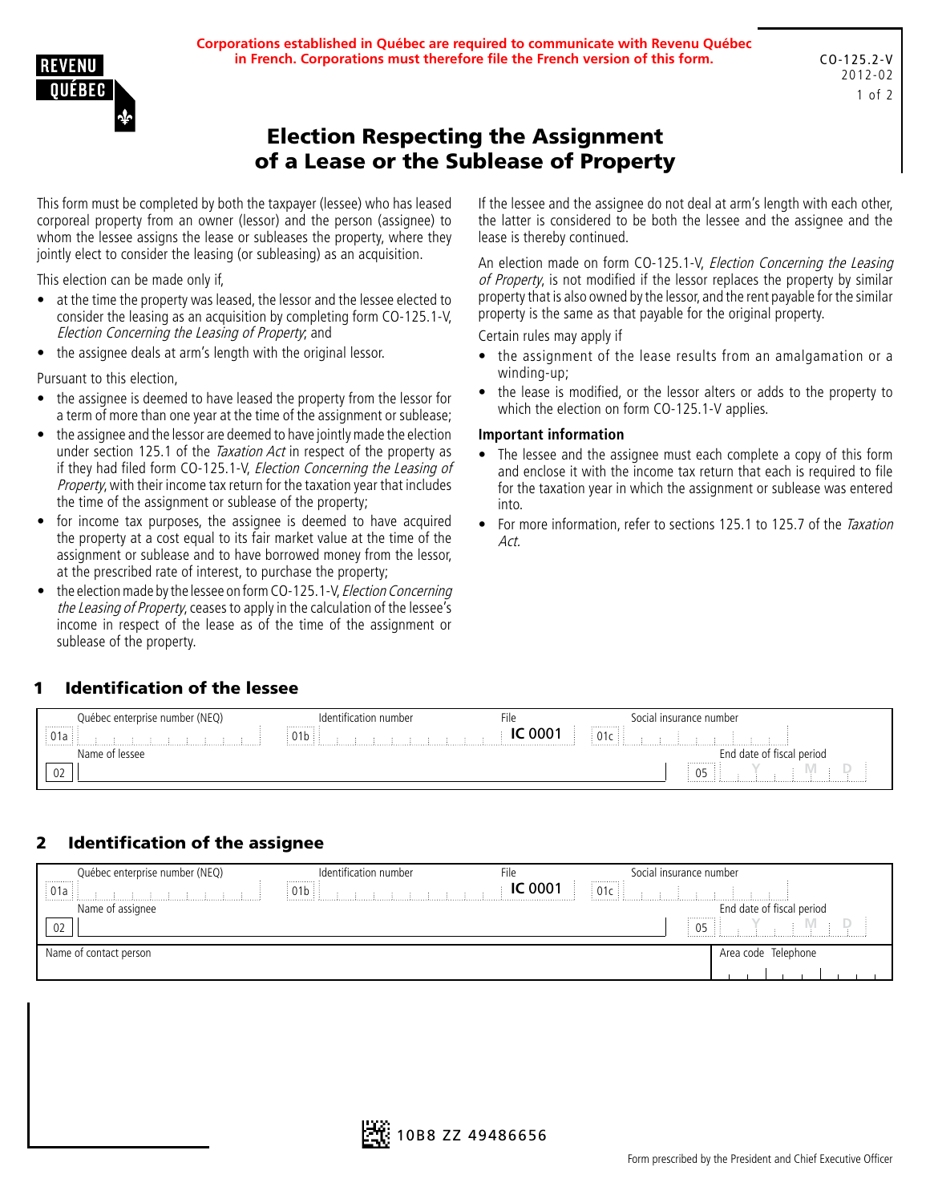**Corporations established in Québec are required to communicate with Revenu Québec in French. Corporations must therefore file the French version of this form.**

CO-125.2-V
2012-02

# Election Respecting the Assignment of a Lease or the Sublease of Property

This form must be completed by both the taxpayer (lessee) who has leased corporeal property from an owner (lessor) and the person (assignee) to whom the lessee assigns the lease or subleases the property, where they jointly elect to consider the leasing (or subleasing) as an acquisition.

This election can be made only if,

- at the time the property was leased, the lessor and the lessee elected to consider the leasing as an acquisition by completing form CO-125.1-V, *Election Concerning the Leasing of Property*; and
- the assignee deals at arm's length with the original lessor.

Pursuant to this election,

- the assignee is deemed to have leased the property from the lessor for a term of more than one year at the time of the assignment or sublease;
- the assignee and the lessor are deemed to have jointly made the election under section 125.1 of the *Taxation Act* in respect of the property as if they had filed form CO-125.1-V, *Election Concerning the Leasing of Property*, with their income tax return for the taxation year that includes the time of the assignment or sublease of the property;
- for income tax purposes, the assignee is deemed to have acquired the property at a cost equal to its fair market value at the time of the assignment or sublease and to have borrowed money from the lessor, at the prescribed rate of interest, to purchase the property;
- the election made by the lessee on form CO-125.1-V, *Election Concerning the Leasing of Property*, ceases to apply in the calculation of the lessee's income in respect of the lease as of the time of the assignment or sublease of the property.

If the lessee and the assignee do not deal at arm's length with each other, the latter is considered to be both the lessee and the assignee and the lease is thereby continued.

An election made on form CO-125.1-V, *Election Concerning the Leasing of Property*, is not modified if the lessor replaces the property by similar property that is also owned by the lessor, and the rent payable for the similar property is the same as that payable for the original property.

Certain rules may apply if

- the assignment of the lease results from an amalgamation or a winding-up;
- the lease is modified, or the lessor alters or adds to the property to which the election on form CO-125.1-V applies.

**Important information**

- The lessee and the assignee must each complete a copy of this form and enclose it with the income tax return that each is required to file for the taxation year in which the assignment or sublease was entered into.
- For more information, refer to sections 125.1 to 125.7 of the *Taxation Act*.

## 1 Identification of the lessee

| Québec enterprise number (NEQ) | Identification number | File | Social insurance number |
|---|---|---|---|
| 01a | 01b | IC 0001 | 01c |

| Name of lessee | End date of fiscal period |
|---|---|
| 02 | 05 Y M D |

## 2 Identification of the assignee

| Québec enterprise number (NEQ) | Identification number | File | Social insurance number |
|---|---|---|---|
| 01a | 01b | IC 0001 | 01c |

| Name of assignee | End date of fiscal period |
|---|---|
| 02 | 05 Y M D |

| Name of contact person | Area code Telephone |
|---|---|
| | |

10B8 ZZ 49486656

Form prescribed by the President and Chief Executive Officer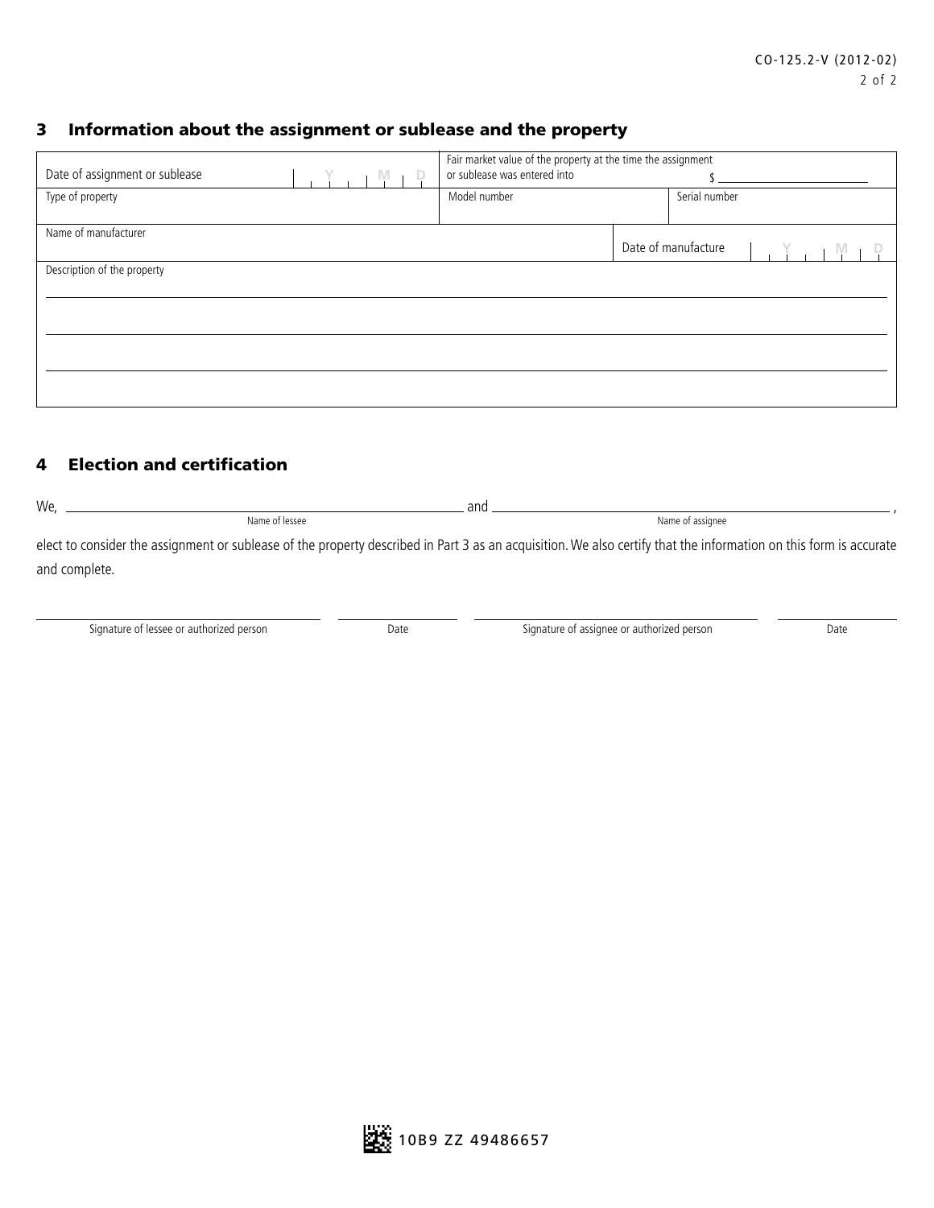## 3 Information about the assignment or sublease and the property

| | | |
|---|---|---|
| Date of assignment or sublease Y M D | Fair market value of the property at the time the assignment or sublease was entered into $ | |
| Type of property | Model number | Serial number |
| Name of manufacturer | Date of manufacture Y M D | |
| Description of the property | | |

## 4 Election and certification

We, ______________________ (Name of lessee) and ______________________ (Name of assignee),

elect to consider the assignment or sublease of the property described in Part 3 as an acquisition. We also certify that the information on this form is accurate and complete.

| | | | |
|---|---|---|---|
| Signature of lessee or authorized person | Date | Signature of assignee or authorized person | Date |

10B9 ZZ 49486657